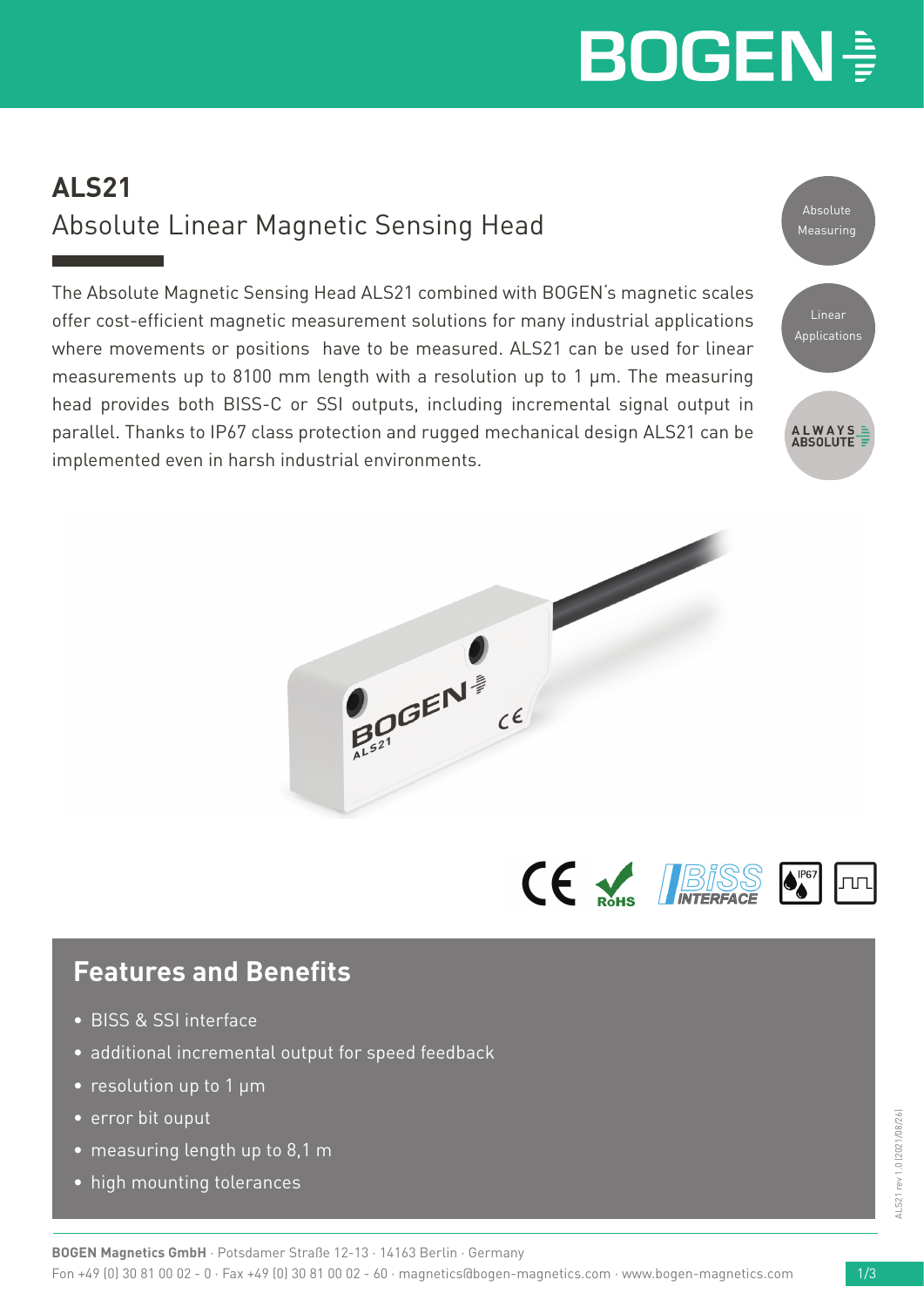# ALS21

## Absolute Linear Magnetic Sensing Head

Absolute Measuring

Linear Applications

ALWAYS ABSOLUTE

The Absolute Magnetic Sensing Head ALS21 combined with BOGEN's magnetic scales offer cost-efficient magnetic measurement solutions for many industrial applications where movements or positions have to be measured. ALS21 can be used for linear measurements up to 8100 mm length with a resolution up to 1 µm. The measuring head provides both BISS-C or SSI outputs, including incremental signal output in parallel. Thanks to IP67 class protection and rugged mechanical design ALS21 can be implemented even in harsh industrial environments.

## Features and Benefits

- BISS & SSI interface
- additional incremental output for speed feedback
- resolution up to 1 µm
- error bit ouput
- measuring length up to 8,1 m
- high mounting tolerances

ALS21 rev 1.0 (2021/08/26)

**BOGEN Magnetics GmbH** · Potsdamer Straße 12-13 · 14163 Berlin · Germany
Fon +49 (0) 30 81 00 02 - 0 · Fax +49 (0) 30 81 00 02 - 60 · magnetics@bogen-magnetics.com · www.bogen-magnetics.com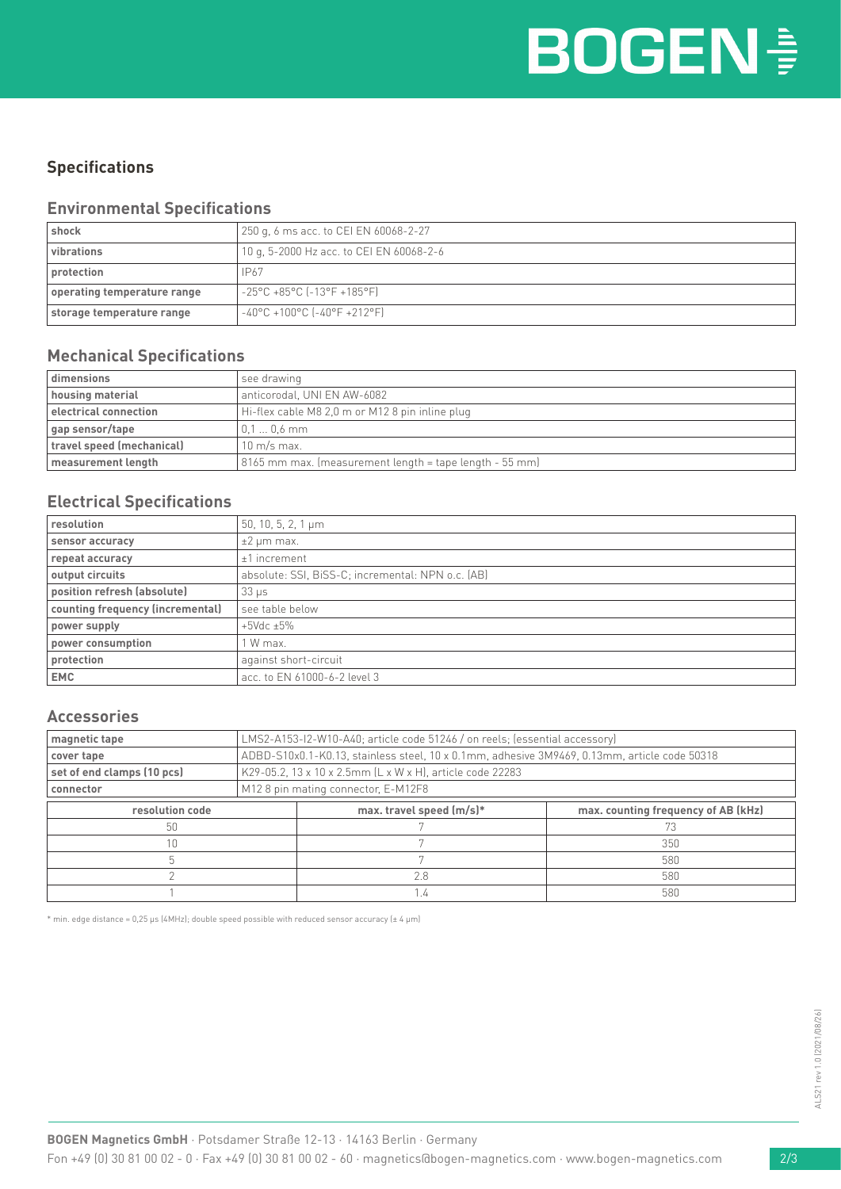## Specifications

### Environmental Specifications

| | |
|---|---|
| **shock** | 250 g, 6 ms acc. to CEI EN 60068-2-27 |
| **vibrations** | 10 g, 5-2000 Hz acc. to CEI EN 60068-2-6 |
| **protection** | IP67 |
| **operating temperature range** | -25°C +85°C (-13°F +185°F) |
| **storage temperature range** | -40°C +100°C (-40°F +212°F) |

### Mechanical Specifications

| | |
|---|---|
| **dimensions** | see drawing |
| **housing material** | anticorodal, UNI EN AW-6082 |
| **electrical connection** | Hi-flex cable M8 2,0 m or M12 8 pin inline plug |
| **gap sensor/tape** | 0,1 ... 0,6 mm |
| **travel speed (mechanical)** | 10 m/s max. |
| **measurement length** | 8165 mm max. (measurement length = tape length - 55 mm) |

### Electrical Specifications

| | |
|---|---|
| **resolution** | 50, 10, 5, 2, 1 µm |
| **sensor accuracy** | ±2 µm max. |
| **repeat accuracy** | ±1 increment |
| **output circuits** | absolute: SSI, BiSS-C; incremental: NPN o.c. (AB) |
| **position refresh (absolute)** | 33 µs |
| **counting frequency (incremental)** | see table below |
| **power supply** | +5Vdc ±5% |
| **power consumption** | 1 W max. |
| **protection** | against short-circuit |
| **EMC** | acc. to EN 61000-6-2 level 3 |

### Accessories

| | |
|---|---|
| **magnetic tape** | LMS2-A153-I2-W10-A40; article code 51246 / on reels; (essential accessory) |
| **cover tape** | ADBD-S10x0.1-K0.13, stainless steel, 10 x 0.1mm, adhesive 3M9469, 0.13mm, article code 50318 |
| **set of end clamps (10 pcs)** | K29-05.2, 13 x 10 x 2.5mm (L x W x H), article code 22283 |
| **connector** | M12 8 pin mating connector, E-M12F8 |

| resolution code | max. travel speed (m/s)* | max. counting frequency of AB (kHz) |
|---|---|---|
| 50 | 7 | 73 |
| 10 | 7 | 350 |
| 5 | 7 | 580 |
| 2 | 2.8 | 580 |
| 1 | 1.4 | 580 |

* min. edge distance = 0,25 µs (4MHz); double speed possible with reduced sensor accuracy (± 4 µm)

**BOGEN Magnetics GmbH** · Potsdamer Straße 12-13 · 14163 Berlin · Germany
Fon +49 (0) 30 81 00 02 - 0 · Fax +49 (0) 30 81 00 02 - 60 · magnetics@bogen-magnetics.com · www.bogen-magnetics.com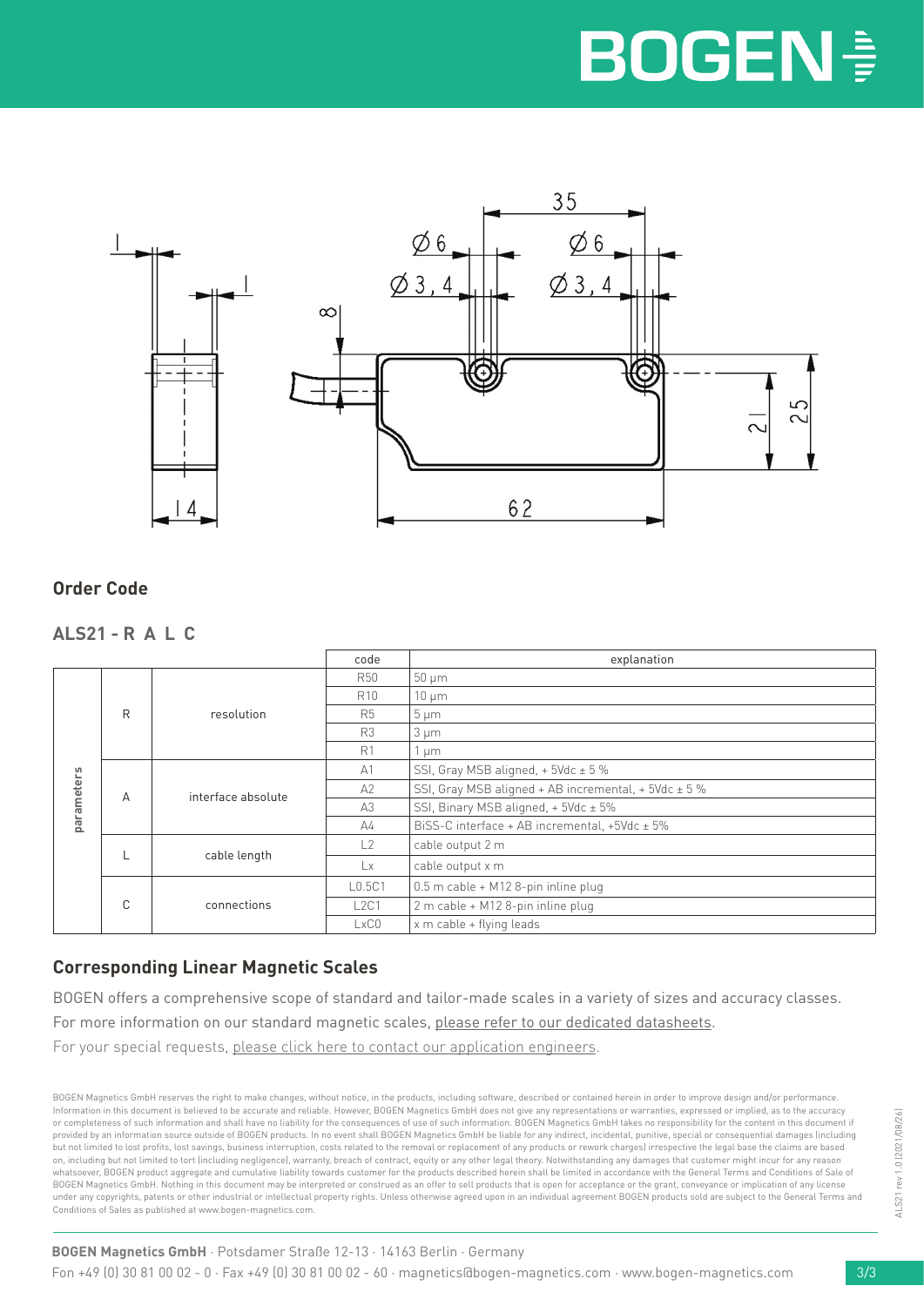35

Ø6 Ø6

Ø3,4 Ø3,4

8

21 25

14

62

## Order Code

### ALS21 - R A L C

| | | | code | explanation |
|---|---|---|---|---|
| parameters | R | resolution | R50 | 50 µm |
| | | | R10 | 10 µm |
| | | | R5 | 5 µm |
| | | | R3 | 3 µm |
| | | | R1 | 1 µm |
| | A | interface absolute | A1 | SSI, Gray MSB aligned, + 5Vdc ± 5 % |
| | | | A2 | SSI, Gray MSB aligned + AB incremental, + 5Vdc ± 5 % |
| | | | A3 | SSI, Binary MSB aligned, + 5Vdc ± 5% |
| | | | A4 | BiSS-C interface + AB incremental, +5Vdc ± 5% |
| | L | cable length | L2 | cable output 2 m |
| | | | Lx | cable output x m |
| | C | connections | L0.5C1 | 0.5 m cable + M12 8-pin inline plug |
| | | | L2C1 | 2 m cable + M12 8-pin inline plug |
| | | | LxC0 | x m cable + flying leads |

## Corresponding Linear Magnetic Scales

BOGEN offers a comprehensive scope of standard and tailor-made scales in a variety of sizes and accuracy classes.

For more information on our standard magnetic scales, please refer to our dedicated datasheets.

For your special requests, please click here to contact our application engineers.

BOGEN Magnetics GmbH reserves the right to make changes, without notice, in the products, including software, described or contained herein in order to improve design and/or performance. Information in this document is believed to be accurate and reliable. However, BOGEN Magnetics GmbH does not give any representations or warranties, expressed or implied, as to the accuracy or completeness of such information and shall have no liability for the consequences of use of such information. BOGEN Magnetics GmbH takes no responsibility for the content in this document if provided by an information source outside of BOGEN products. In no event shall BOGEN Magnetics GmbH be liable for any indirect, incidental, punitive, special or consequential damages (including but not limited to lost profits, lost savings, business interruption, costs related to the removal or replacement of any products or rework charges) irrespective the legal base the claims are based on, including but not limited to tort (including negligence), warranty, breach of contract, equity or any other legal theory. Notwithstanding any damages that customer might incur for any reason whatsoever, BOGEN product aggregate and cumulative liability towards customer for the products described herein shall be limited in accordance with the General Terms and Conditions of Sale of BOGEN Magnetics GmbH. Nothing in this document may be interpreted or construed as an offer to sell products that is open for acceptance or the grant, conveyance or implication of any license under any copyrights, patents or other industrial or intellectual property rights. Unless otherwise agreed upon in an individual agreement BOGEN products sold are subject to the General Terms and Conditions of Sales as published at www.bogen-magnetics.com.

**BOGEN Magnetics GmbH** · Potsdamer Straße 12-13 · 14163 Berlin · Germany

Fon +49 (0) 30 81 00 02 - 0 · Fax +49 (0) 30 81 00 02 - 60 · magnetics@bogen-magnetics.com · www.bogen-magnetics.com